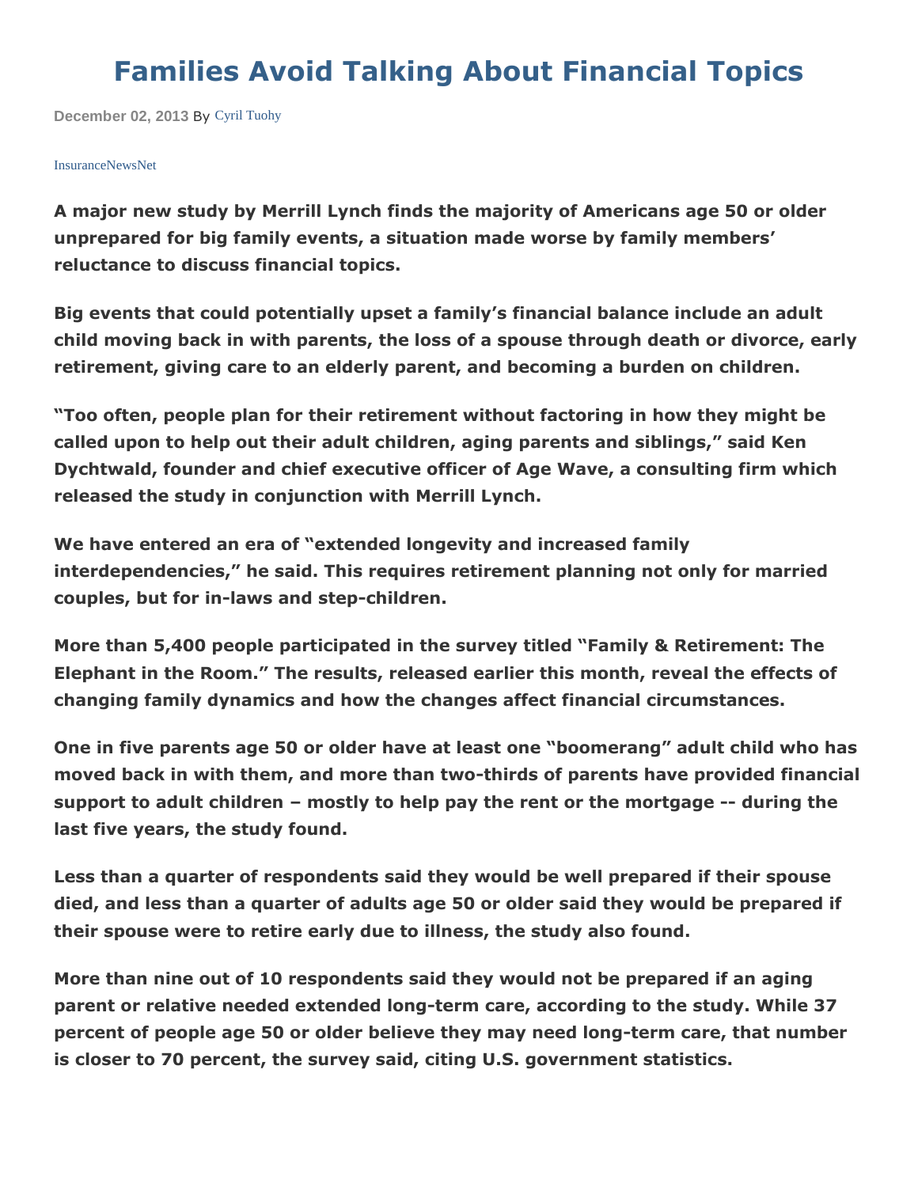# Families Avoid Talking About Financial Topics

December 02, 2013 By Cyril Tuohy

InsuranceNewsNet

**A major new study by Merrill Lynch finds the majority of Americans age 50 or older unprepared for big family events, a situation made worse by family members' reluctance to discuss financial topics.**

**Big events that could potentially upset a family's financial balance include an adult child moving back in with parents, the loss of a spouse through death or divorce, early retirement, giving care to an elderly parent, and becoming a burden on children.**

**"Too often, people plan for their retirement without factoring in how they might be called upon to help out their adult children, aging parents and siblings," said Ken Dychtwald, founder and chief executive officer of Age Wave, a consulting firm which released the study in conjunction with Merrill Lynch.**

**We have entered an era of "extended longevity and increased family interdependencies," he said. This requires retirement planning not only for married couples, but for in-laws and step-children.**

**More than 5,400 people participated in the survey titled "Family & Retirement: The Elephant in the Room." The results, released earlier this month, reveal the effects of changing family dynamics and how the changes affect financial circumstances.**

**One in five parents age 50 or older have at least one "boomerang" adult child who has moved back in with them, and more than two-thirds of parents have provided financial support to adult children – mostly to help pay the rent or the mortgage -- during the last five years, the study found.**

**Less than a quarter of respondents said they would be well prepared if their spouse died, and less than a quarter of adults age 50 or older said they would be prepared if their spouse were to retire early due to illness, the study also found.**

**More than nine out of 10 respondents said they would not be prepared if an aging parent or relative needed extended long-term care, according to the study. While 37 percent of people age 50 or older believe they may need long-term care, that number is closer to 70 percent, the survey said, citing U.S. government statistics.**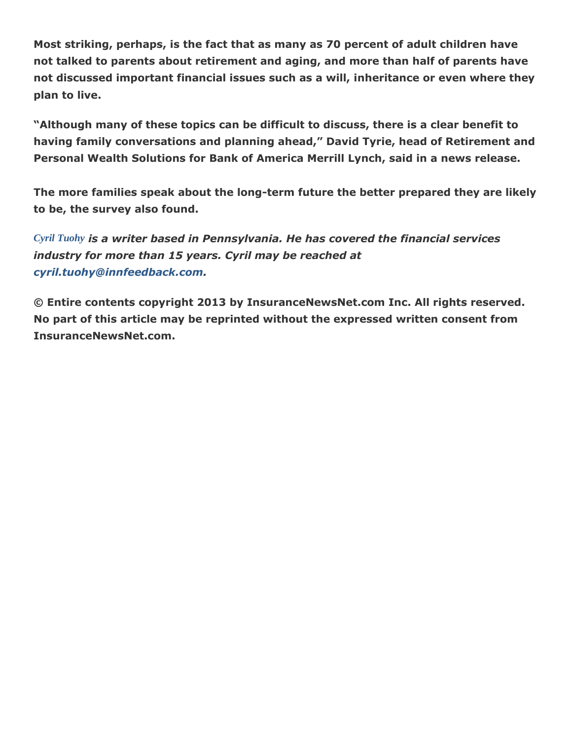**Most striking, perhaps, is the fact that as many as 70 percent of adult children have not talked to parents about retirement and aging, and more than half of parents have not discussed important financial issues such as a will, inheritance or even where they plan to live.**

**"Although many of these topics can be difficult to discuss, there is a clear benefit to having family conversations and planning ahead," David Tyrie, head of Retirement and Personal Wealth Solutions for Bank of America Merrill Lynch, said in a news release.**

**The more families speak about the long-term future the better prepared they are likely to be, the survey also found.**

*Cyril Tuohy* ***is a writer based in Pennsylvania. He has covered the financial services industry for more than 15 years. Cyril may be reached at cyril.tuohy@innfeedback.com.***

**© Entire contents copyright 2013 by InsuranceNewsNet.com Inc. All rights reserved. No part of this article may be reprinted without the expressed written consent from InsuranceNewsNet.com.**